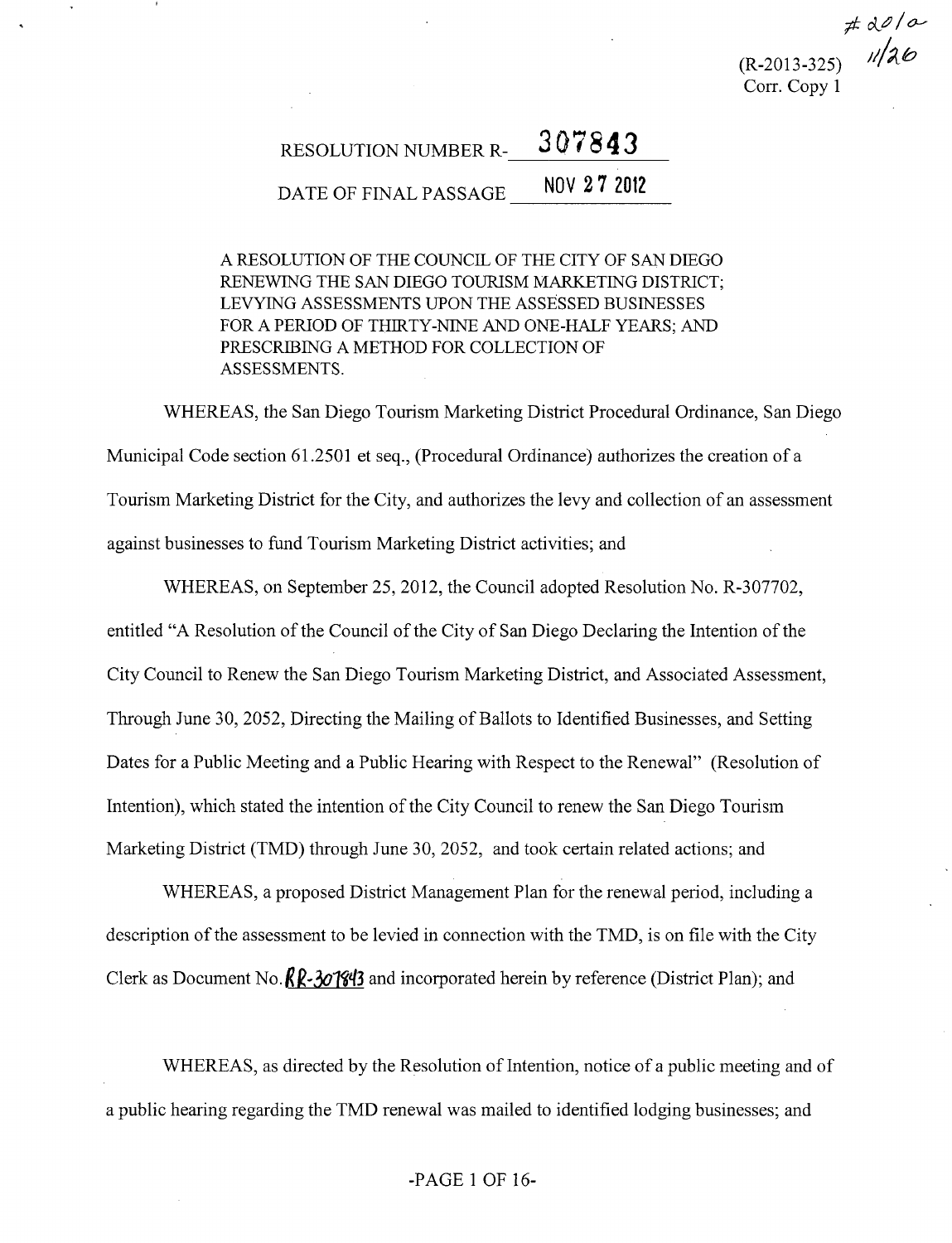#2010
11/26

(R-2013-325)
Corr. Copy 1

RESOLUTION NUMBER R- 307843

DATE OF FINAL PASSAGE NOV 27 2012

A RESOLUTION OF THE COUNCIL OF THE CITY OF SAN DIEGO RENEWING THE SAN DIEGO TOURISM MARKETING DISTRICT; LEVYING ASSESSMENTS UPON THE ASSESSED BUSINESSES FOR A PERIOD OF THIRTY-NINE AND ONE-HALF YEARS; AND PRESCRIBING A METHOD FOR COLLECTION OF ASSESSMENTS.

WHEREAS, the San Diego Tourism Marketing District Procedural Ordinance, San Diego Municipal Code section 61.2501 et seq., (Procedural Ordinance) authorizes the creation of a Tourism Marketing District for the City, and authorizes the levy and collection of an assessment against businesses to fund Tourism Marketing District activities; and

WHEREAS, on September 25, 2012, the Council adopted Resolution No. R-307702, entitled "A Resolution of the Council of the City of San Diego Declaring the Intention of the City Council to Renew the San Diego Tourism Marketing District, and Associated Assessment, Through June 30, 2052, Directing the Mailing of Ballots to Identified Businesses, and Setting Dates for a Public Meeting and a Public Hearing with Respect to the Renewal" (Resolution of Intention), which stated the intention of the City Council to renew the San Diego Tourism Marketing District (TMD) through June 30, 2052, and took certain related actions; and

WHEREAS, a proposed District Management Plan for the renewal period, including a description of the assessment to be levied in connection with the TMD, is on file with the City Clerk as Document No. RR-307843 and incorporated herein by reference (District Plan); and

WHEREAS, as directed by the Resolution of Intention, notice of a public meeting and of a public hearing regarding the TMD renewal was mailed to identified lodging businesses; and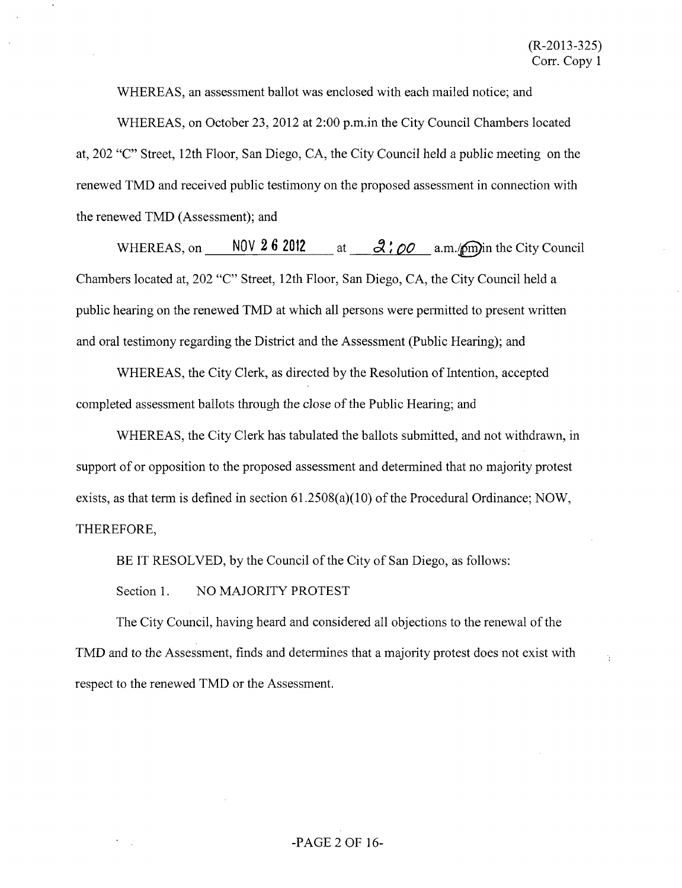(R-2013-325)
Corr. Copy 1

WHEREAS, an assessment ballot was enclosed with each mailed notice; and

WHEREAS, on October 23, 2012 at 2:00 p.m.in the City Council Chambers located at, 202 "C" Street, 12th Floor, San Diego, CA, the City Council held a public meeting on the renewed TMD and received public testimony on the proposed assessment in connection with the renewed TMD (Assessment); and

WHEREAS, on NOV 26 2012 at 2:00 a.m./pm in the City Council Chambers located at, 202 "C" Street, 12th Floor, San Diego, CA, the City Council held a public hearing on the renewed TMD at which all persons were permitted to present written and oral testimony regarding the District and the Assessment (Public Hearing); and

WHEREAS, the City Clerk, as directed by the Resolution of Intention, accepted completed assessment ballots through the close of the Public Hearing; and

WHEREAS, the City Clerk has tabulated the ballots submitted, and not withdrawn, in support of or opposition to the proposed assessment and determined that no majority protest exists, as that term is defined in section 61.2508(a)(10) of the Procedural Ordinance; NOW, THEREFORE,

BE IT RESOLVED, by the Council of the City of San Diego, as follows:

Section 1. NO MAJORITY PROTEST

The City Council, having heard and considered all objections to the renewal of the TMD and to the Assessment, finds and determines that a majority protest does not exist with respect to the renewed TMD or the Assessment.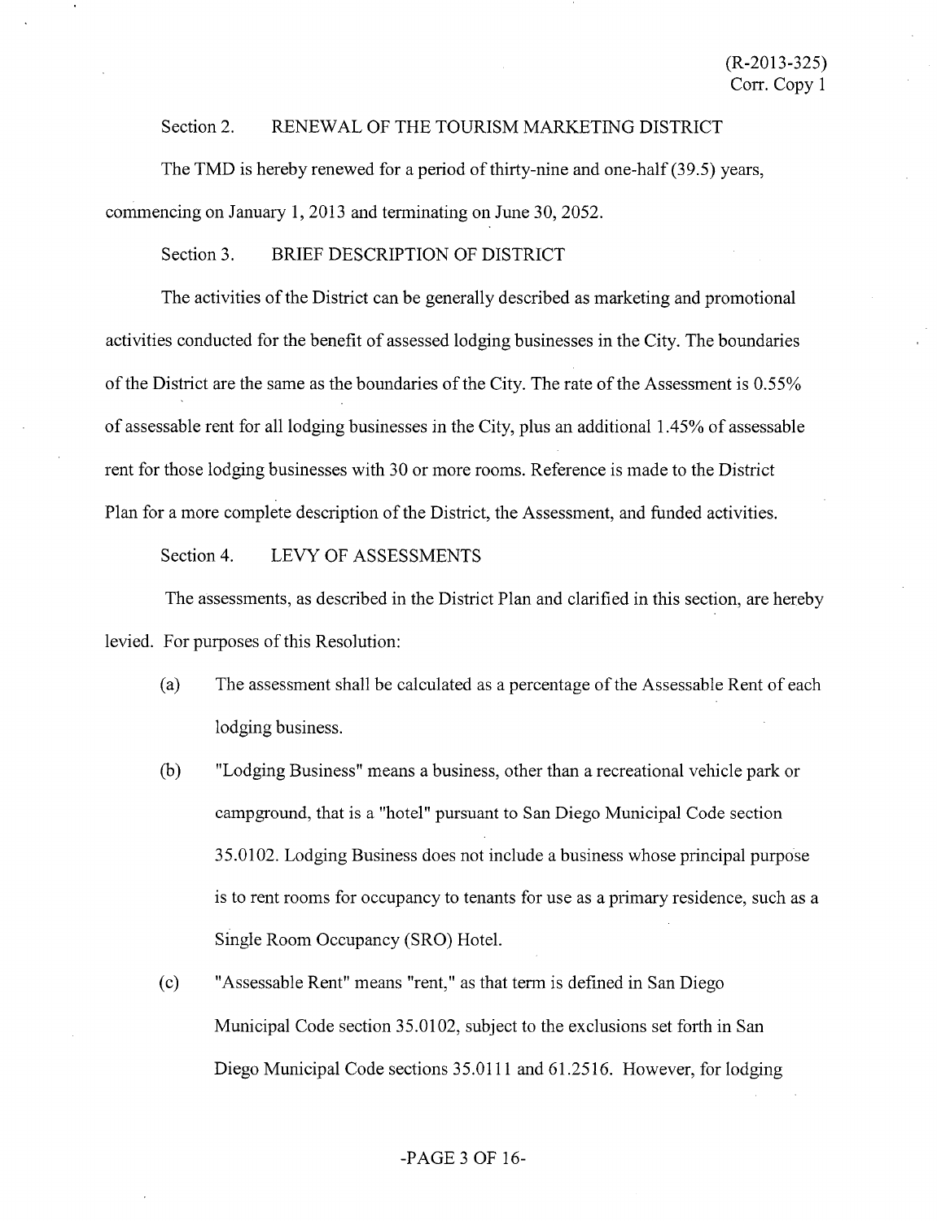(R-2013-325)
Corr. Copy 1

Section 2. RENEWAL OF THE TOURISM MARKETING DISTRICT

The TMD is hereby renewed for a period of thirty-nine and one-half (39.5) years, commencing on January 1, 2013 and terminating on June 30, 2052.

Section 3. BRIEF DESCRIPTION OF DISTRICT

The activities of the District can be generally described as marketing and promotional activities conducted for the benefit of assessed lodging businesses in the City. The boundaries of the District are the same as the boundaries of the City. The rate of the Assessment is 0.55% of assessable rent for all lodging businesses in the City, plus an additional 1.45% of assessable rent for those lodging businesses with 30 or more rooms. Reference is made to the District Plan for a more complete description of the District, the Assessment, and funded activities.

Section 4. LEVY OF ASSESSMENTS

The assessments, as described in the District Plan and clarified in this section, are hereby levied. For purposes of this Resolution:

(a) The assessment shall be calculated as a percentage of the Assessable Rent of each lodging business.

(b) "Lodging Business" means a business, other than a recreational vehicle park or campground, that is a "hotel" pursuant to San Diego Municipal Code section 35.0102. Lodging Business does not include a business whose principal purpose is to rent rooms for occupancy to tenants for use as a primary residence, such as a Single Room Occupancy (SRO) Hotel.

(c) "Assessable Rent" means "rent," as that term is defined in San Diego Municipal Code section 35.0102, subject to the exclusions set forth in San Diego Municipal Code sections 35.0111 and 61.2516. However, for lodging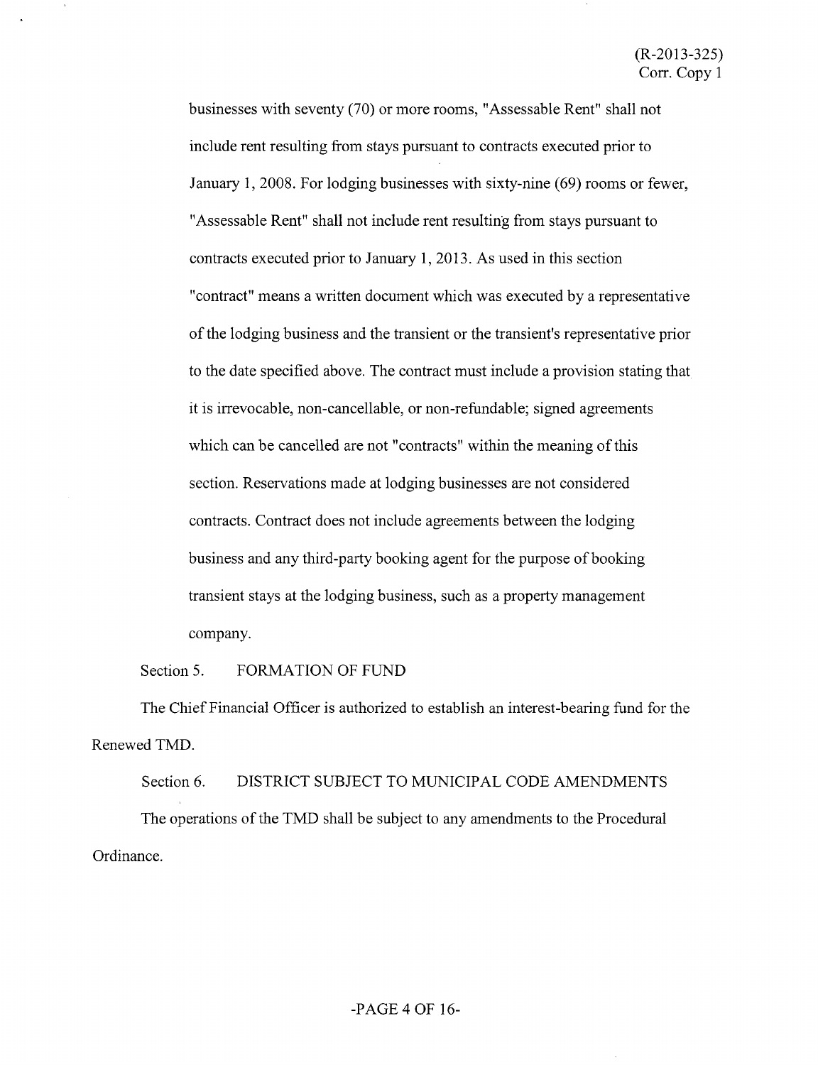businesses with seventy (70) or more rooms, "Assessable Rent" shall not include rent resulting from stays pursuant to contracts executed prior to January 1, 2008. For lodging businesses with sixty-nine (69) rooms or fewer, "Assessable Rent" shall not include rent resulting from stays pursuant to contracts executed prior to January 1, 2013. As used in this section "contract" means a written document which was executed by a representative of the lodging business and the transient or the transient's representative prior to the date specified above. The contract must include a provision stating that it is irrevocable, non-cancellable, or non-refundable; signed agreements which can be cancelled are not "contracts" within the meaning of this section. Reservations made at lodging businesses are not considered contracts. Contract does not include agreements between the lodging business and any third-party booking agent for the purpose of booking transient stays at the lodging business, such as a property management company.

Section 5. FORMATION OF FUND

The Chief Financial Officer is authorized to establish an interest-bearing fund for the Renewed TMD.

Section 6. DISTRICT SUBJECT TO MUNICIPAL CODE AMENDMENTS

The operations of the TMD shall be subject to any amendments to the Procedural Ordinance.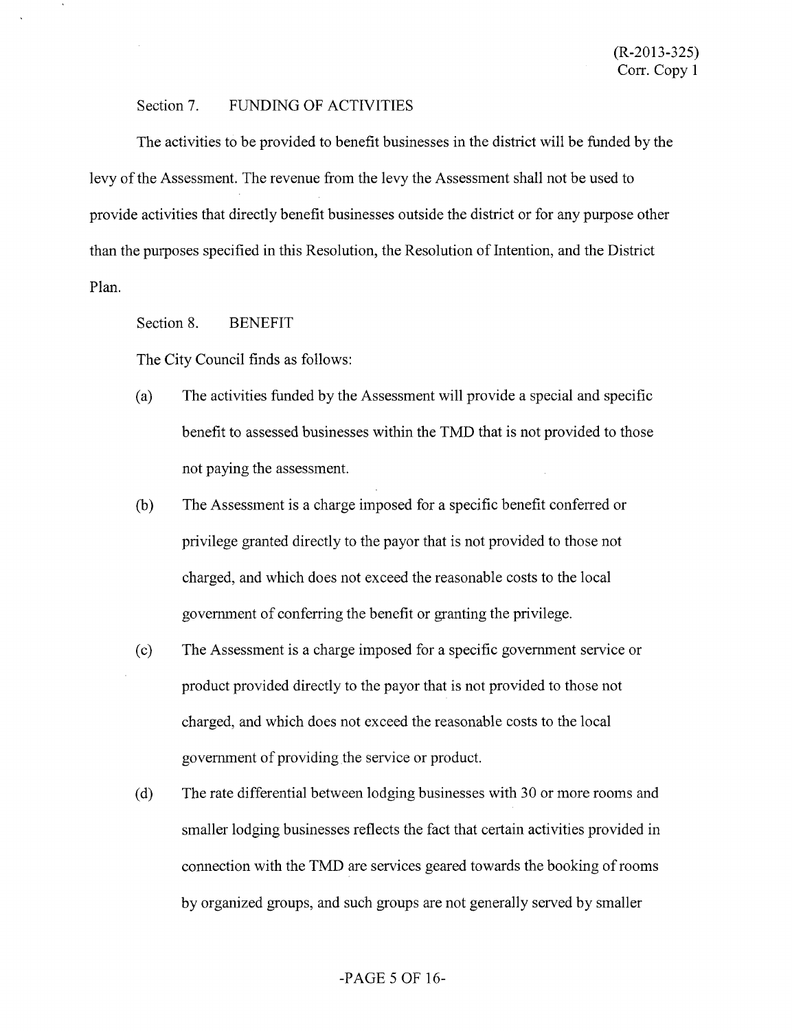Section 7. FUNDING OF ACTIVITIES

The activities to be provided to benefit businesses in the district will be funded by the levy of the Assessment. The revenue from the levy the Assessment shall not be used to provide activities that directly benefit businesses outside the district or for any purpose other than the purposes specified in this Resolution, the Resolution of Intention, and the District Plan.

Section 8. BENEFIT

The City Council finds as follows:

(a) The activities funded by the Assessment will provide a special and specific benefit to assessed businesses within the TMD that is not provided to those not paying the assessment.

(b) The Assessment is a charge imposed for a specific benefit conferred or privilege granted directly to the payor that is not provided to those not charged, and which does not exceed the reasonable costs to the local government of conferring the benefit or granting the privilege.

(c) The Assessment is a charge imposed for a specific government service or product provided directly to the payor that is not provided to those not charged, and which does not exceed the reasonable costs to the local government of providing the service or product.

(d) The rate differential between lodging businesses with 30 or more rooms and smaller lodging businesses reflects the fact that certain activities provided in connection with the TMD are services geared towards the booking of rooms by organized groups, and such groups are not generally served by smaller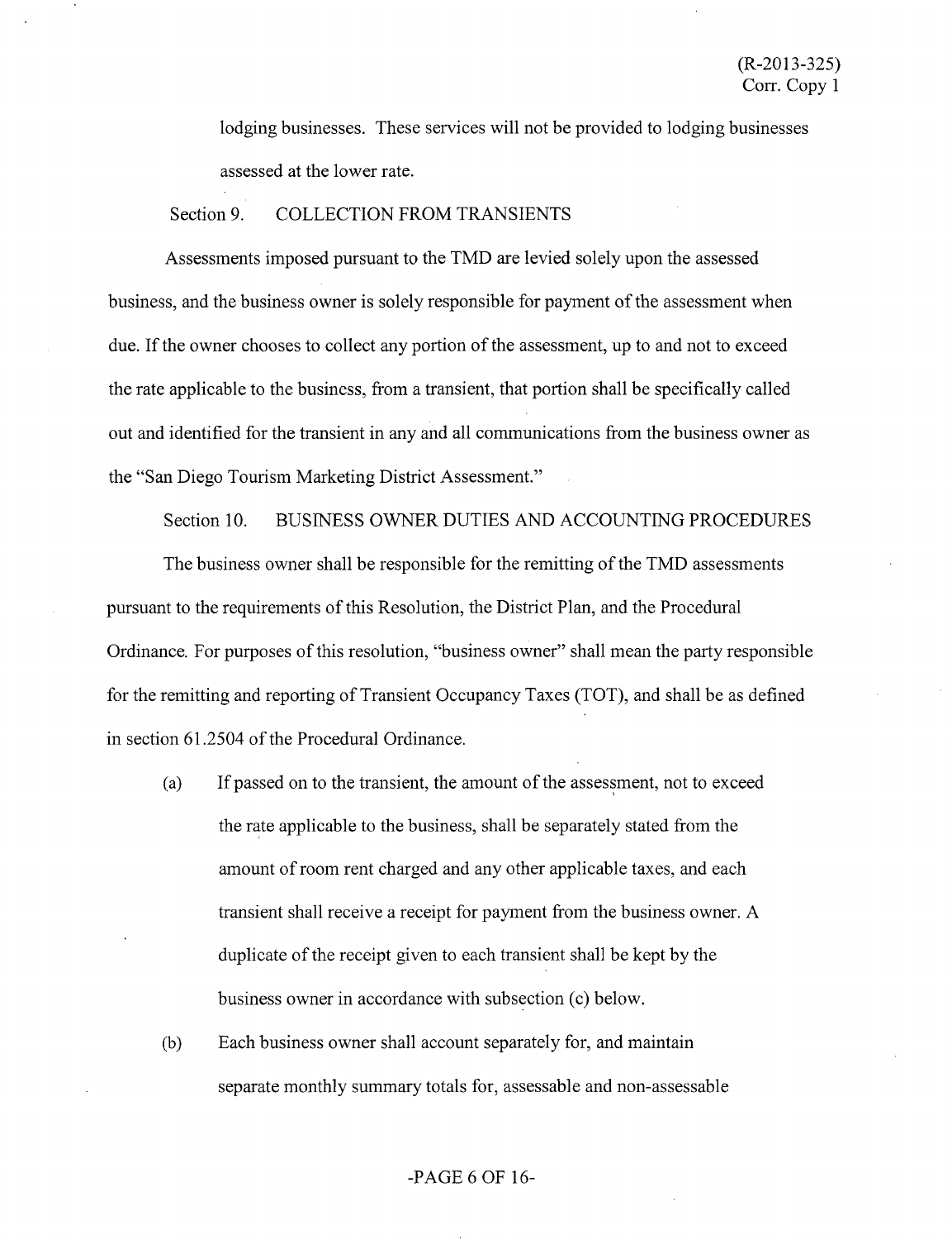lodging businesses. These services will not be provided to lodging businesses assessed at the lower rate.

Section 9. COLLECTION FROM TRANSIENTS

Assessments imposed pursuant to the TMD are levied solely upon the assessed business, and the business owner is solely responsible for payment of the assessment when due. If the owner chooses to collect any portion of the assessment, up to and not to exceed the rate applicable to the business, from a transient, that portion shall be specifically called out and identified for the transient in any and all communications from the business owner as the "San Diego Tourism Marketing District Assessment."

Section 10. BUSINESS OWNER DUTIES AND ACCOUNTING PROCEDURES

The business owner shall be responsible for the remitting of the TMD assessments pursuant to the requirements of this Resolution, the District Plan, and the Procedural Ordinance. For purposes of this resolution, "business owner" shall mean the party responsible for the remitting and reporting of Transient Occupancy Taxes (TOT), and shall be as defined in section 61.2504 of the Procedural Ordinance.

(a) If passed on to the transient, the amount of the assessment, not to exceed the rate applicable to the business, shall be separately stated from the amount of room rent charged and any other applicable taxes, and each transient shall receive a receipt for payment from the business owner. A duplicate of the receipt given to each transient shall be kept by the business owner in accordance with subsection (c) below.

(b) Each business owner shall account separately for, and maintain separate monthly summary totals for, assessable and non-assessable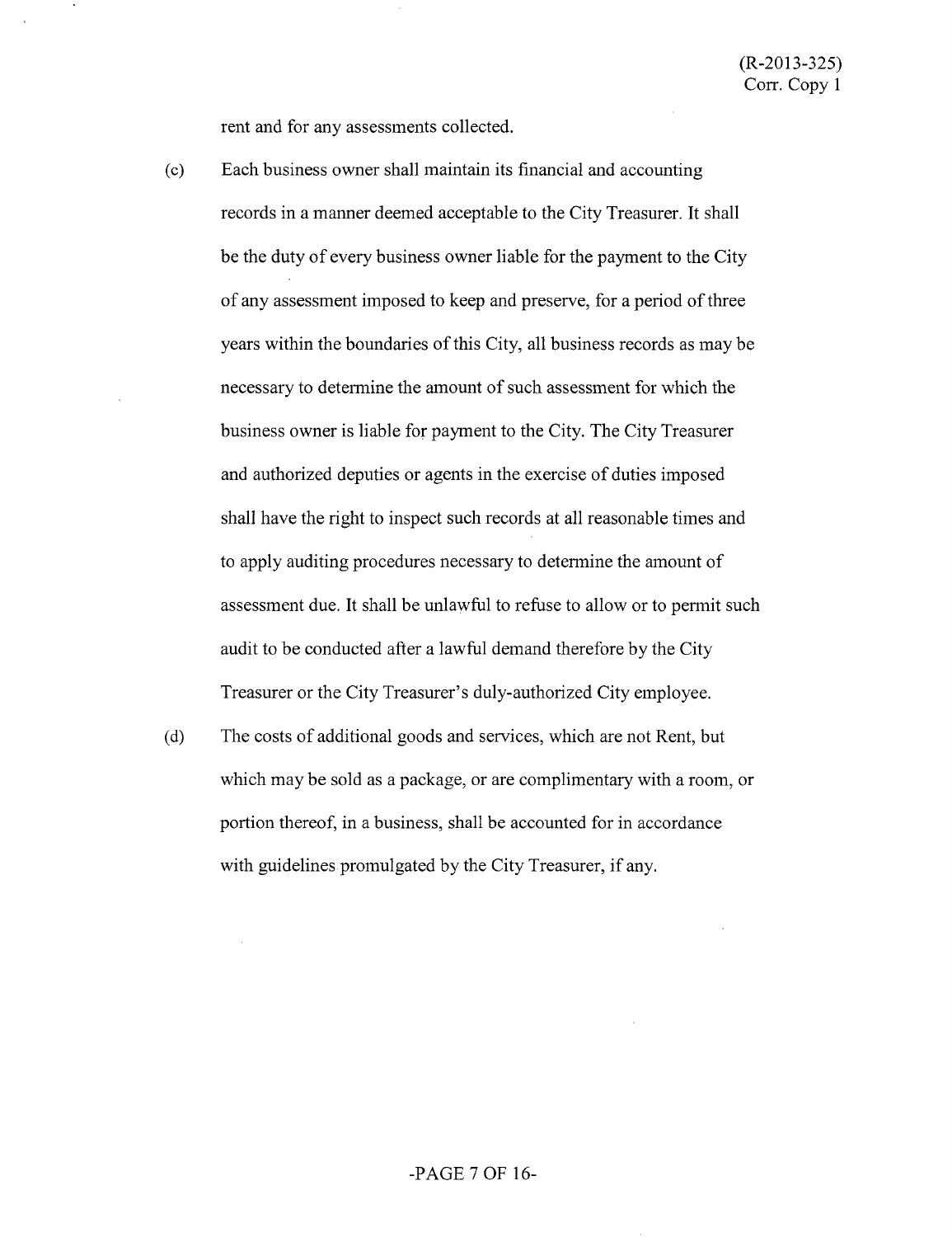rent and for any assessments collected.

(c) Each business owner shall maintain its financial and accounting records in a manner deemed acceptable to the City Treasurer. It shall be the duty of every business owner liable for the payment to the City of any assessment imposed to keep and preserve, for a period of three years within the boundaries of this City, all business records as may be necessary to determine the amount of such assessment for which the business owner is liable for payment to the City. The City Treasurer and authorized deputies or agents in the exercise of duties imposed shall have the right to inspect such records at all reasonable times and to apply auditing procedures necessary to determine the amount of assessment due. It shall be unlawful to refuse to allow or to permit such audit to be conducted after a lawful demand therefore by the City Treasurer or the City Treasurer's duly-authorized City employee.

(d) The costs of additional goods and services, which are not Rent, but which may be sold as a package, or are complimentary with a room, or portion thereof, in a business, shall be accounted for in accordance with guidelines promulgated by the City Treasurer, if any.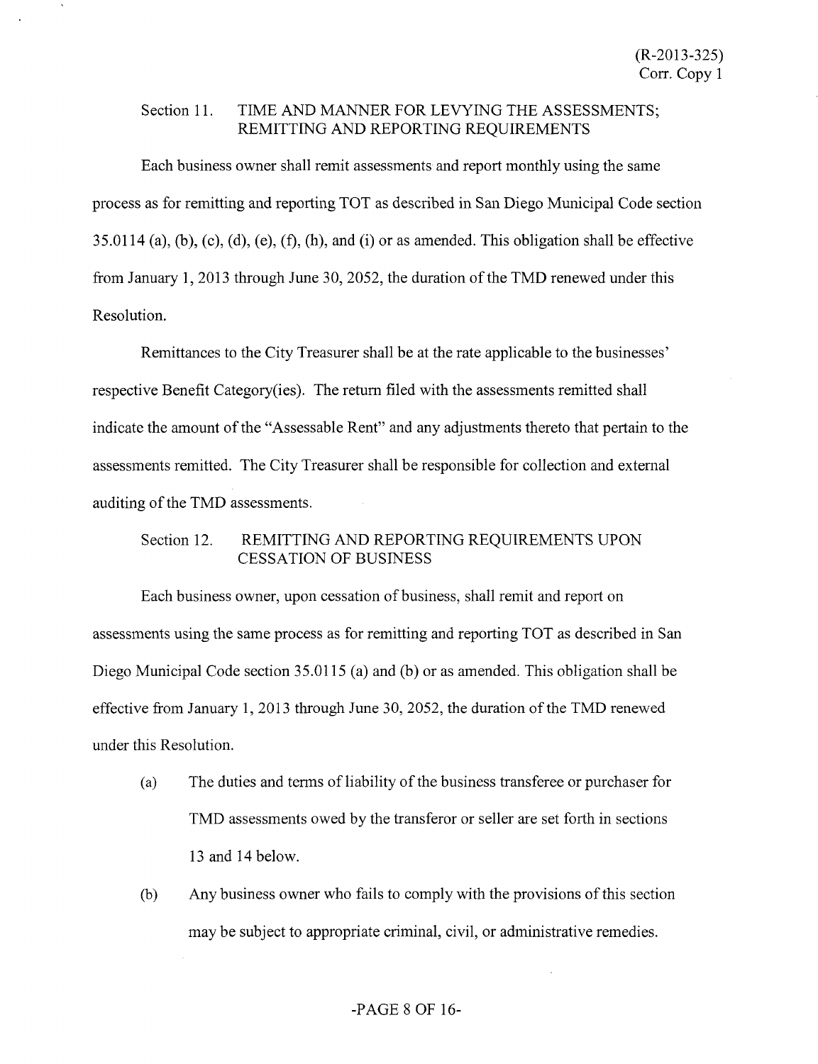(R-2013-325)
Corr. Copy 1

Section 11. TIME AND MANNER FOR LEVYING THE ASSESSMENTS; REMITTING AND REPORTING REQUIREMENTS

Each business owner shall remit assessments and report monthly using the same process as for remitting and reporting TOT as described in San Diego Municipal Code section 35.0114 (a), (b), (c), (d), (e), (f), (h), and (i) or as amended. This obligation shall be effective from January 1, 2013 through June 30, 2052, the duration of the TMD renewed under this Resolution.

Remittances to the City Treasurer shall be at the rate applicable to the businesses' respective Benefit Category(ies). The return filed with the assessments remitted shall indicate the amount of the "Assessable Rent" and any adjustments thereto that pertain to the assessments remitted. The City Treasurer shall be responsible for collection and external auditing of the TMD assessments.

Section 12. REMITTING AND REPORTING REQUIREMENTS UPON CESSATION OF BUSINESS

Each business owner, upon cessation of business, shall remit and report on assessments using the same process as for remitting and reporting TOT as described in San Diego Municipal Code section 35.0115 (a) and (b) or as amended. This obligation shall be effective from January 1, 2013 through June 30, 2052, the duration of the TMD renewed under this Resolution.

(a) The duties and terms of liability of the business transferee or purchaser for TMD assessments owed by the transferor or seller are set forth in sections 13 and 14 below.

(b) Any business owner who fails to comply with the provisions of this section may be subject to appropriate criminal, civil, or administrative remedies.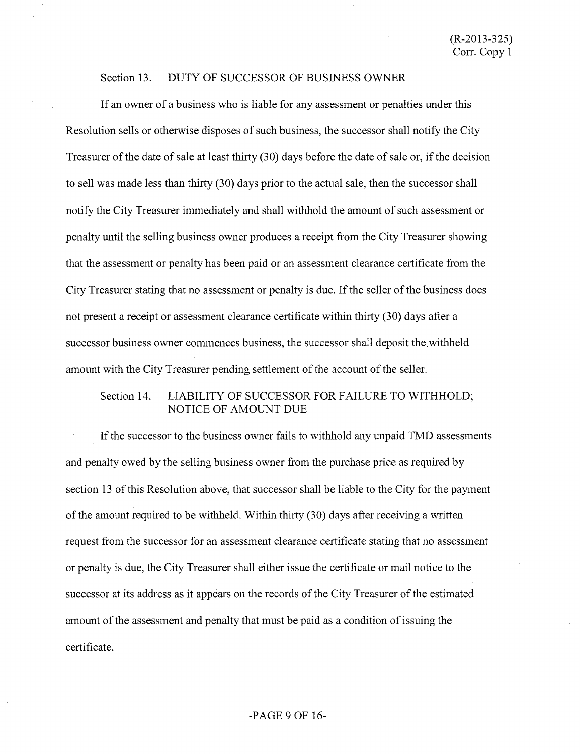Section 13. DUTY OF SUCCESSOR OF BUSINESS OWNER

If an owner of a business who is liable for any assessment or penalties under this Resolution sells or otherwise disposes of such business, the successor shall notify the City Treasurer of the date of sale at least thirty (30) days before the date of sale or, if the decision to sell was made less than thirty (30) days prior to the actual sale, then the successor shall notify the City Treasurer immediately and shall withhold the amount of such assessment or penalty until the selling business owner produces a receipt from the City Treasurer showing that the assessment or penalty has been paid or an assessment clearance certificate from the City Treasurer stating that no assessment or penalty is due. If the seller of the business does not present a receipt or assessment clearance certificate within thirty (30) days after a successor business owner commences business, the successor shall deposit the withheld amount with the City Treasurer pending settlement of the account of the seller.

Section 14. LIABILITY OF SUCCESSOR FOR FAILURE TO WITHHOLD; NOTICE OF AMOUNT DUE

If the successor to the business owner fails to withhold any unpaid TMD assessments and penalty owed by the selling business owner from the purchase price as required by section 13 of this Resolution above, that successor shall be liable to the City for the payment of the amount required to be withheld. Within thirty (30) days after receiving a written request from the successor for an assessment clearance certificate stating that no assessment or penalty is due, the City Treasurer shall either issue the certificate or mail notice to the successor at its address as it appears on the records of the City Treasurer of the estimated amount of the assessment and penalty that must be paid as a condition of issuing the certificate.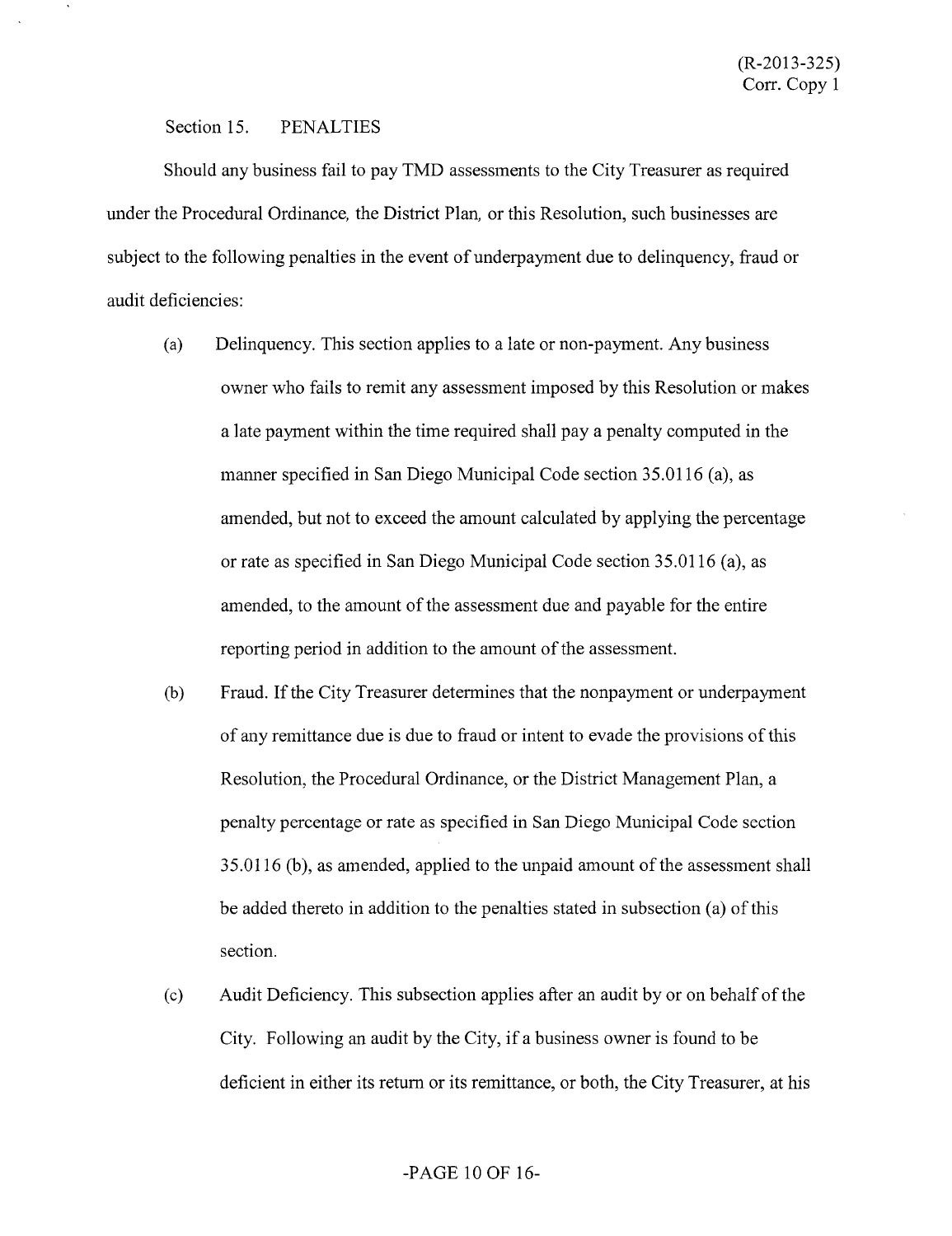Section 15. PENALTIES

Should any business fail to pay TMD assessments to the City Treasurer as required under the Procedural Ordinance, the District Plan, or this Resolution, such businesses are subject to the following penalties in the event of underpayment due to delinquency, fraud or audit deficiencies:

(a) Delinquency. This section applies to a late or non-payment. Any business owner who fails to remit any assessment imposed by this Resolution or makes a late payment within the time required shall pay a penalty computed in the manner specified in San Diego Municipal Code section 35.0116 (a), as amended, but not to exceed the amount calculated by applying the percentage or rate as specified in San Diego Municipal Code section 35.0116 (a), as amended, to the amount of the assessment due and payable for the entire reporting period in addition to the amount of the assessment.

(b) Fraud. If the City Treasurer determines that the nonpayment or underpayment of any remittance due is due to fraud or intent to evade the provisions of this Resolution, the Procedural Ordinance, or the District Management Plan, a penalty percentage or rate as specified in San Diego Municipal Code section 35.0116 (b), as amended, applied to the unpaid amount of the assessment shall be added thereto in addition to the penalties stated in subsection (a) of this section.

(c) Audit Deficiency. This subsection applies after an audit by or on behalf of the City. Following an audit by the City, if a business owner is found to be deficient in either its return or its remittance, or both, the City Treasurer, at his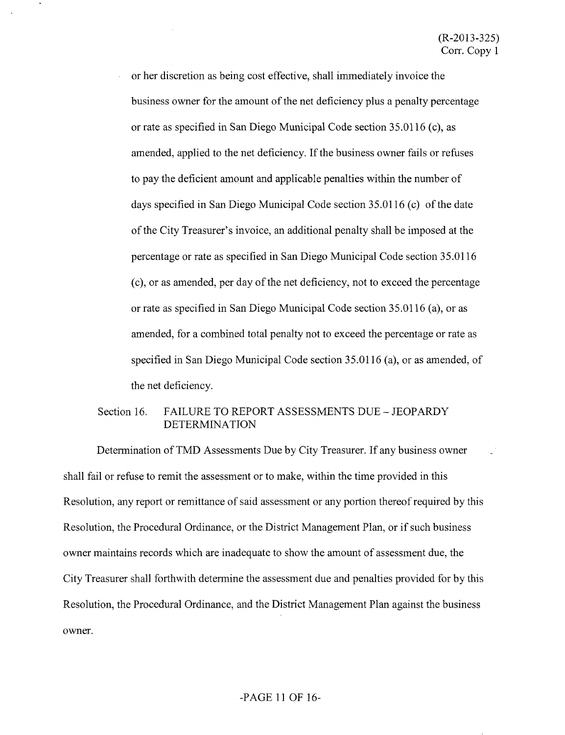or her discretion as being cost effective, shall immediately invoice the business owner for the amount of the net deficiency plus a penalty percentage or rate as specified in San Diego Municipal Code section 35.0116 (c), as amended, applied to the net deficiency. If the business owner fails or refuses to pay the deficient amount and applicable penalties within the number of days specified in San Diego Municipal Code section 35.0116 (c) of the date of the City Treasurer's invoice, an additional penalty shall be imposed at the percentage or rate as specified in San Diego Municipal Code section 35.0116 (c), or as amended, per day of the net deficiency, not to exceed the percentage or rate as specified in San Diego Municipal Code section 35.0116 (a), or as amended, for a combined total penalty not to exceed the percentage or rate as specified in San Diego Municipal Code section 35.0116 (a), or as amended, of the net deficiency.

## Section 16. FAILURE TO REPORT ASSESSMENTS DUE – JEOPARDY DETERMINATION

Determination of TMD Assessments Due by City Treasurer. If any business owner shall fail or refuse to remit the assessment or to make, within the time provided in this Resolution, any report or remittance of said assessment or any portion thereof required by this Resolution, the Procedural Ordinance, or the District Management Plan, or if such business owner maintains records which are inadequate to show the amount of assessment due, the City Treasurer shall forthwith determine the assessment due and penalties provided for by this Resolution, the Procedural Ordinance, and the District Management Plan against the business owner.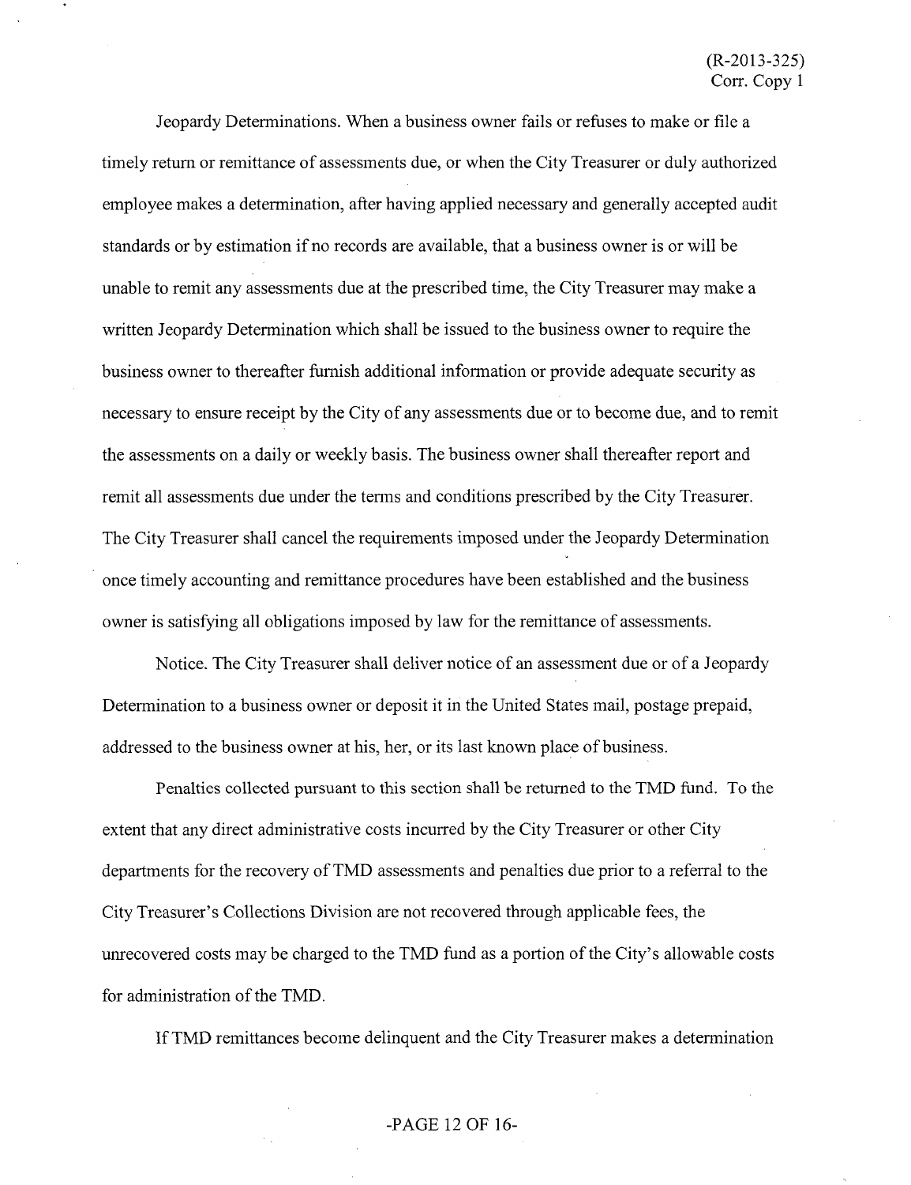Jeopardy Determinations. When a business owner fails or refuses to make or file a timely return or remittance of assessments due, or when the City Treasurer or duly authorized employee makes a determination, after having applied necessary and generally accepted audit standards or by estimation if no records are available, that a business owner is or will be unable to remit any assessments due at the prescribed time, the City Treasurer may make a written Jeopardy Determination which shall be issued to the business owner to require the business owner to thereafter furnish additional information or provide adequate security as necessary to ensure receipt by the City of any assessments due or to become due, and to remit the assessments on a daily or weekly basis. The business owner shall thereafter report and remit all assessments due under the terms and conditions prescribed by the City Treasurer. The City Treasurer shall cancel the requirements imposed under the Jeopardy Determination once timely accounting and remittance procedures have been established and the business owner is satisfying all obligations imposed by law for the remittance of assessments.

Notice. The City Treasurer shall deliver notice of an assessment due or of a Jeopardy Determination to a business owner or deposit it in the United States mail, postage prepaid, addressed to the business owner at his, her, or its last known place of business.

Penalties collected pursuant to this section shall be returned to the TMD fund. To the extent that any direct administrative costs incurred by the City Treasurer or other City departments for the recovery of TMD assessments and penalties due prior to a referral to the City Treasurer's Collections Division are not recovered through applicable fees, the unrecovered costs may be charged to the TMD fund as a portion of the City's allowable costs for administration of the TMD.

If TMD remittances become delinquent and the City Treasurer makes a determination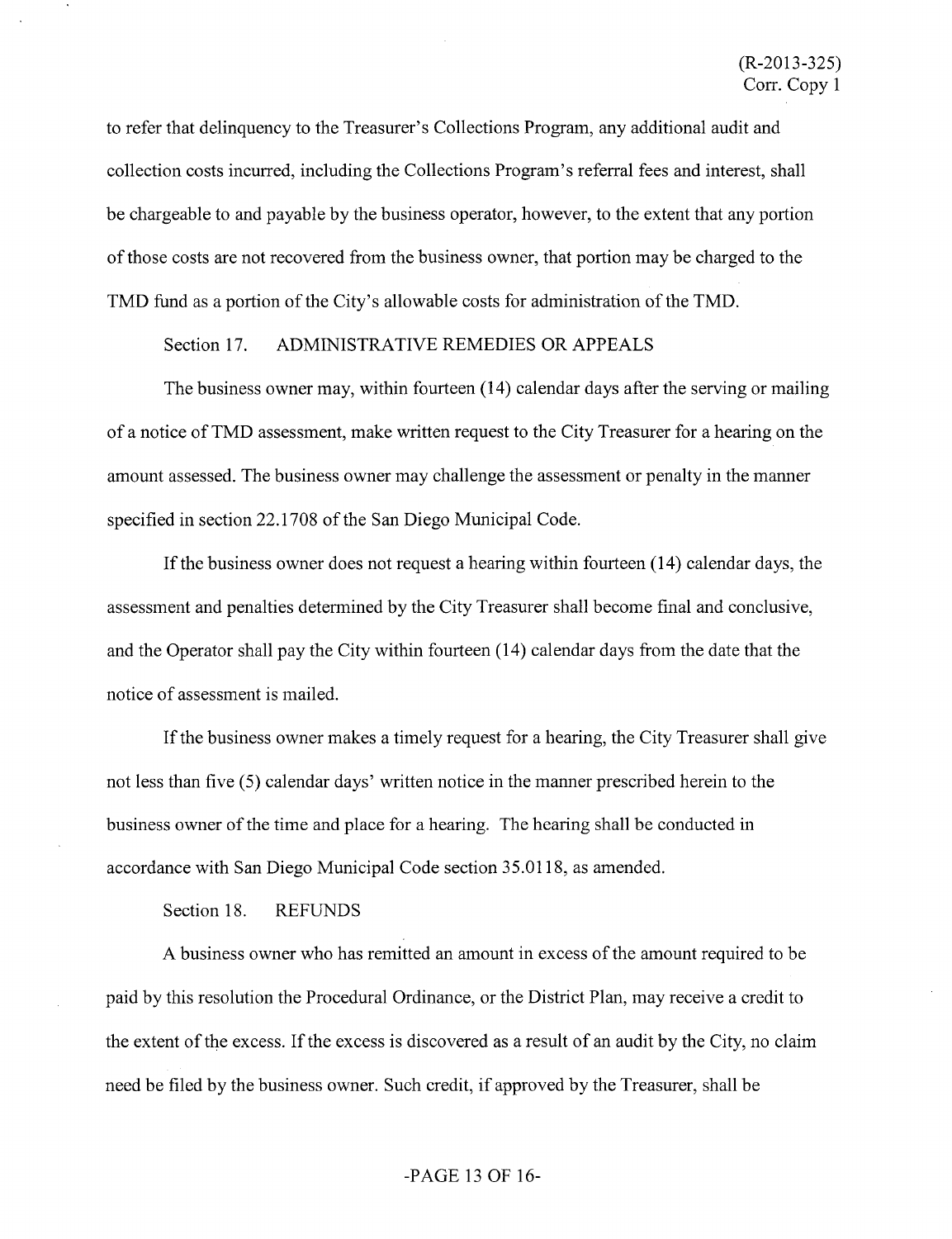to refer that delinquency to the Treasurer's Collections Program, any additional audit and collection costs incurred, including the Collections Program's referral fees and interest, shall be chargeable to and payable by the business operator, however, to the extent that any portion of those costs are not recovered from the business owner, that portion may be charged to the TMD fund as a portion of the City's allowable costs for administration of the TMD.

Section 17. ADMINISTRATIVE REMEDIES OR APPEALS

The business owner may, within fourteen (14) calendar days after the serving or mailing of a notice of TMD assessment, make written request to the City Treasurer for a hearing on the amount assessed. The business owner may challenge the assessment or penalty in the manner specified in section 22.1708 of the San Diego Municipal Code.

If the business owner does not request a hearing within fourteen (14) calendar days, the assessment and penalties determined by the City Treasurer shall become final and conclusive, and the Operator shall pay the City within fourteen (14) calendar days from the date that the notice of assessment is mailed.

If the business owner makes a timely request for a hearing, the City Treasurer shall give not less than five (5) calendar days' written notice in the manner prescribed herein to the business owner of the time and place for a hearing. The hearing shall be conducted in accordance with San Diego Municipal Code section 35.0118, as amended.

Section 18. REFUNDS

A business owner who has remitted an amount in excess of the amount required to be paid by this resolution the Procedural Ordinance, or the District Plan, may receive a credit to the extent of the excess. If the excess is discovered as a result of an audit by the City, no claim need be filed by the business owner. Such credit, if approved by the Treasurer, shall be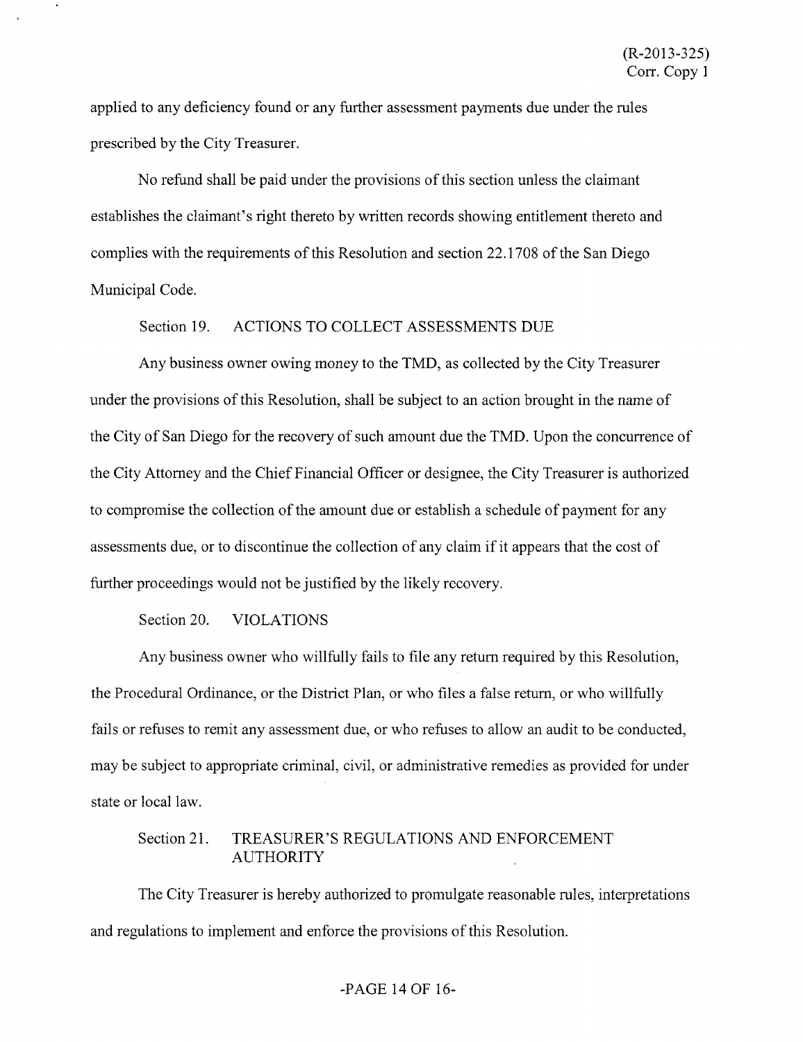applied to any deficiency found or any further assessment payments due under the rules prescribed by the City Treasurer.

No refund shall be paid under the provisions of this section unless the claimant establishes the claimant's right thereto by written records showing entitlement thereto and complies with the requirements of this Resolution and section 22.1708 of the San Diego Municipal Code.

## Section 19. ACTIONS TO COLLECT ASSESSMENTS DUE

Any business owner owing money to the TMD, as collected by the City Treasurer under the provisions of this Resolution, shall be subject to an action brought in the name of the City of San Diego for the recovery of such amount due the TMD. Upon the concurrence of the City Attorney and the Chief Financial Officer or designee, the City Treasurer is authorized to compromise the collection of the amount due or establish a schedule of payment for any assessments due, or to discontinue the collection of any claim if it appears that the cost of further proceedings would not be justified by the likely recovery.

## Section 20. VIOLATIONS

Any business owner who willfully fails to file any return required by this Resolution, the Procedural Ordinance, or the District Plan, or who files a false return, or who willfully fails or refuses to remit any assessment due, or who refuses to allow an audit to be conducted, may be subject to appropriate criminal, civil, or administrative remedies as provided for under state or local law.

## Section 21. TREASURER'S REGULATIONS AND ENFORCEMENT AUTHORITY

The City Treasurer is hereby authorized to promulgate reasonable rules, interpretations and regulations to implement and enforce the provisions of this Resolution.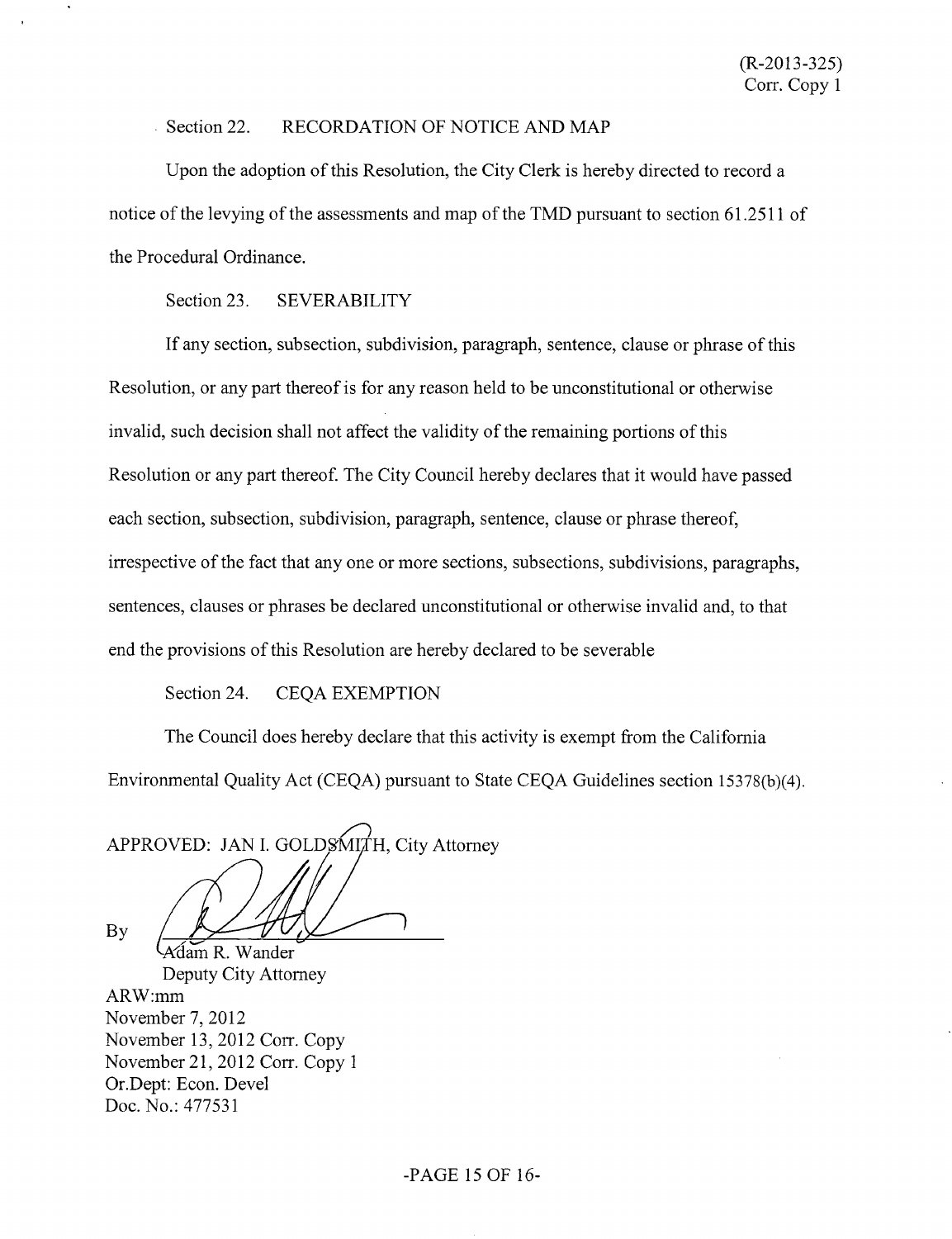(R-2013-325)
Corr. Copy 1

Section 22. RECORDATION OF NOTICE AND MAP

Upon the adoption of this Resolution, the City Clerk is hereby directed to record a notice of the levying of the assessments and map of the TMD pursuant to section 61.2511 of the Procedural Ordinance.

Section 23. SEVERABILITY

If any section, subsection, subdivision, paragraph, sentence, clause or phrase of this Resolution, or any part thereof is for any reason held to be unconstitutional or otherwise invalid, such decision shall not affect the validity of the remaining portions of this Resolution or any part thereof. The City Council hereby declares that it would have passed each section, subsection, subdivision, paragraph, sentence, clause or phrase thereof, irrespective of the fact that any one or more sections, subsections, subdivisions, paragraphs, sentences, clauses or phrases be declared unconstitutional or otherwise invalid and, to that end the provisions of this Resolution are hereby declared to be severable

Section 24. CEQA EXEMPTION

The Council does hereby declare that this activity is exempt from the California Environmental Quality Act (CEQA) pursuant to State CEQA Guidelines section 15378(b)(4).

APPROVED: JAN I. GOLDSMITH, City Attorney

By

Adam R. Wander
Deputy City Attorney

ARW:mm
November 7, 2012
November 13, 2012 Corr. Copy
November 21, 2012 Corr. Copy 1
Or.Dept: Econ. Devel
Doc. No.: 477531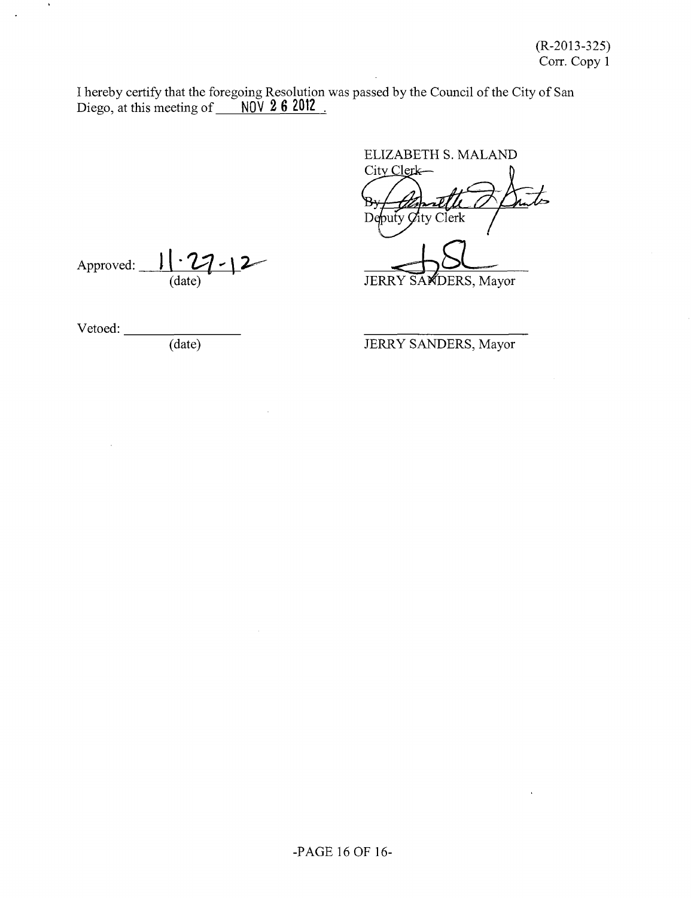(R-2013-325)
Corr. Copy 1

I hereby certify that the foregoing Resolution was passed by the Council of the City of San Diego, at this meeting of NOV 26 2012.

ELIZABETH S. MALAND
City Clerk
By
Deputy City Clerk

Approved: 11-27-12
(date)

JERRY SANDERS, Mayor

Vetoed: ______________
(date)

JERRY SANDERS, Mayor